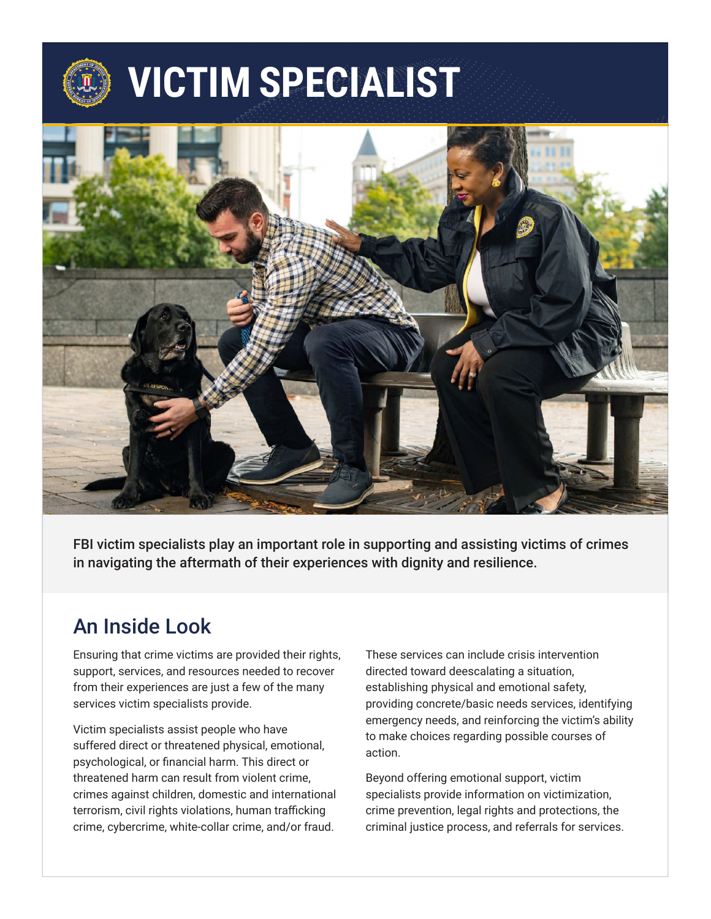# VICTIM SPECIALIST

**FBI victim specialists play an important role in supporting and assisting victims of crimes in navigating the aftermath of their experiences with dignity and resilience.**

## An Inside Look

Ensuring that crime victims are provided their rights, support, services, and resources needed to recover from their experiences are just a few of the many services victim specialists provide.

Victim specialists assist people who have suffered direct or threatened physical, emotional, psychological, or financial harm. This direct or threatened harm can result from violent crime, crimes against children, domestic and international terrorism, civil rights violations, human trafficking crime, cybercrime, white-collar crime, and/or fraud.

These services can include crisis intervention directed toward deescalating a situation, establishing physical and emotional safety, providing concrete/basic needs services, identifying emergency needs, and reinforcing the victim's ability to make choices regarding possible courses of action.

Beyond offering emotional support, victim specialists provide information on victimization, crime prevention, legal rights and protections, the criminal justice process, and referrals for services.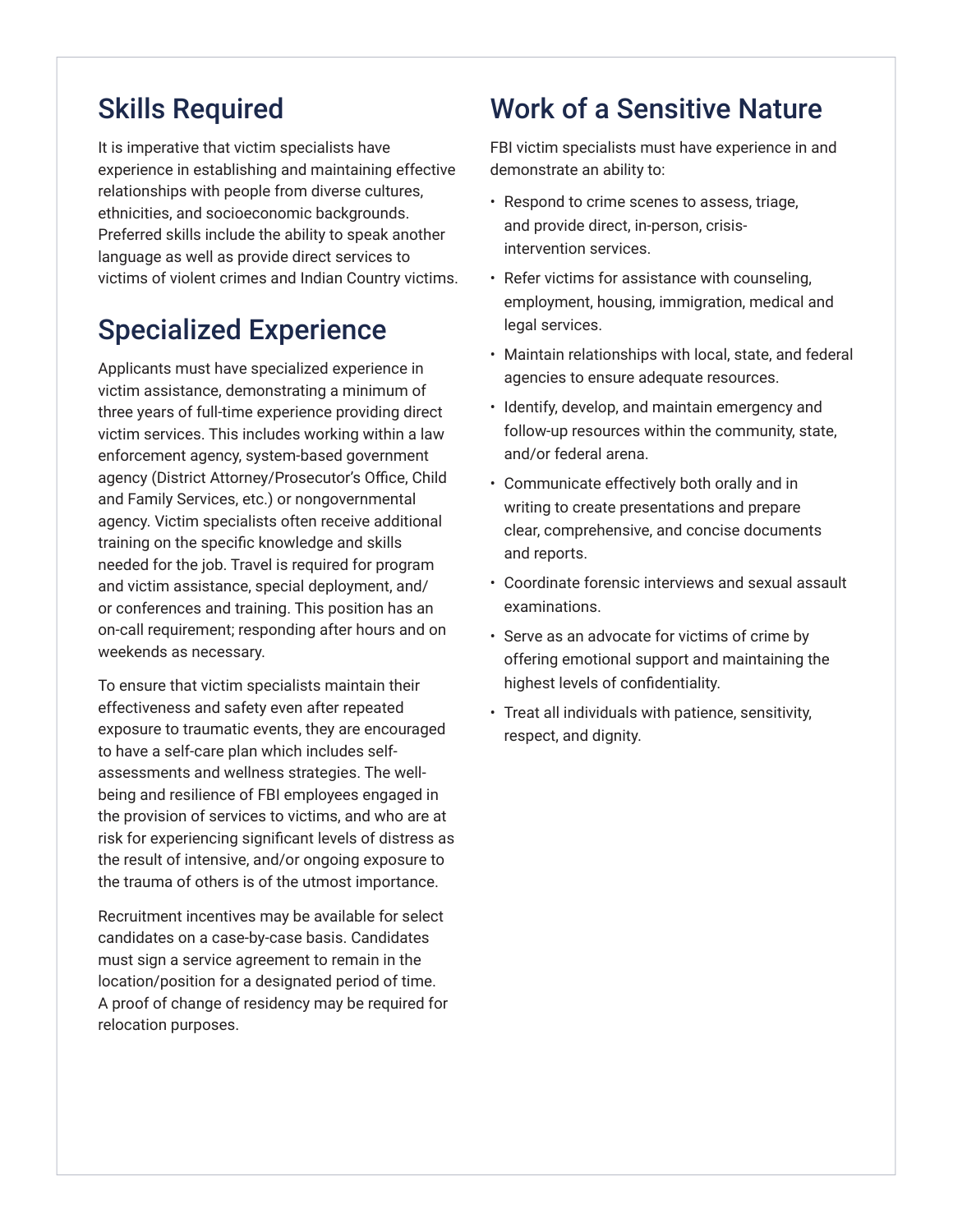## Skills Required

It is imperative that victim specialists have experience in establishing and maintaining effective relationships with people from diverse cultures, ethnicities, and socioeconomic backgrounds. Preferred skills include the ability to speak another language as well as provide direct services to victims of violent crimes and Indian Country victims.

## Specialized Experience

Applicants must have specialized experience in victim assistance, demonstrating a minimum of three years of full-time experience providing direct victim services. This includes working within a law enforcement agency, system-based government agency (District Attorney/Prosecutor's Office, Child and Family Services, etc.) or nongovernmental agency. Victim specialists often receive additional training on the specific knowledge and skills needed for the job. Travel is required for program and victim assistance, special deployment, and/or conferences and training. This position has an on-call requirement; responding after hours and on weekends as necessary.

To ensure that victim specialists maintain their effectiveness and safety even after repeated exposure to traumatic events, they are encouraged to have a self-care plan which includes self-assessments and wellness strategies. The well-being and resilience of FBI employees engaged in the provision of services to victims, and who are at risk for experiencing significant levels of distress as the result of intensive, and/or ongoing exposure to the trauma of others is of the utmost importance.

Recruitment incentives may be available for select candidates on a case-by-case basis. Candidates must sign a service agreement to remain in the location/position for a designated period of time. A proof of change of residency may be required for relocation purposes.

## Work of a Sensitive Nature

FBI victim specialists must have experience in and demonstrate an ability to:

- Respond to crime scenes to assess, triage, and provide direct, in-person, crisis-intervention services.
- Refer victims for assistance with counseling, employment, housing, immigration, medical and legal services.
- Maintain relationships with local, state, and federal agencies to ensure adequate resources.
- Identify, develop, and maintain emergency and follow-up resources within the community, state, and/or federal arena.
- Communicate effectively both orally and in writing to create presentations and prepare clear, comprehensive, and concise documents and reports.
- Coordinate forensic interviews and sexual assault examinations.
- Serve as an advocate for victims of crime by offering emotional support and maintaining the highest levels of confidentiality.
- Treat all individuals with patience, sensitivity, respect, and dignity.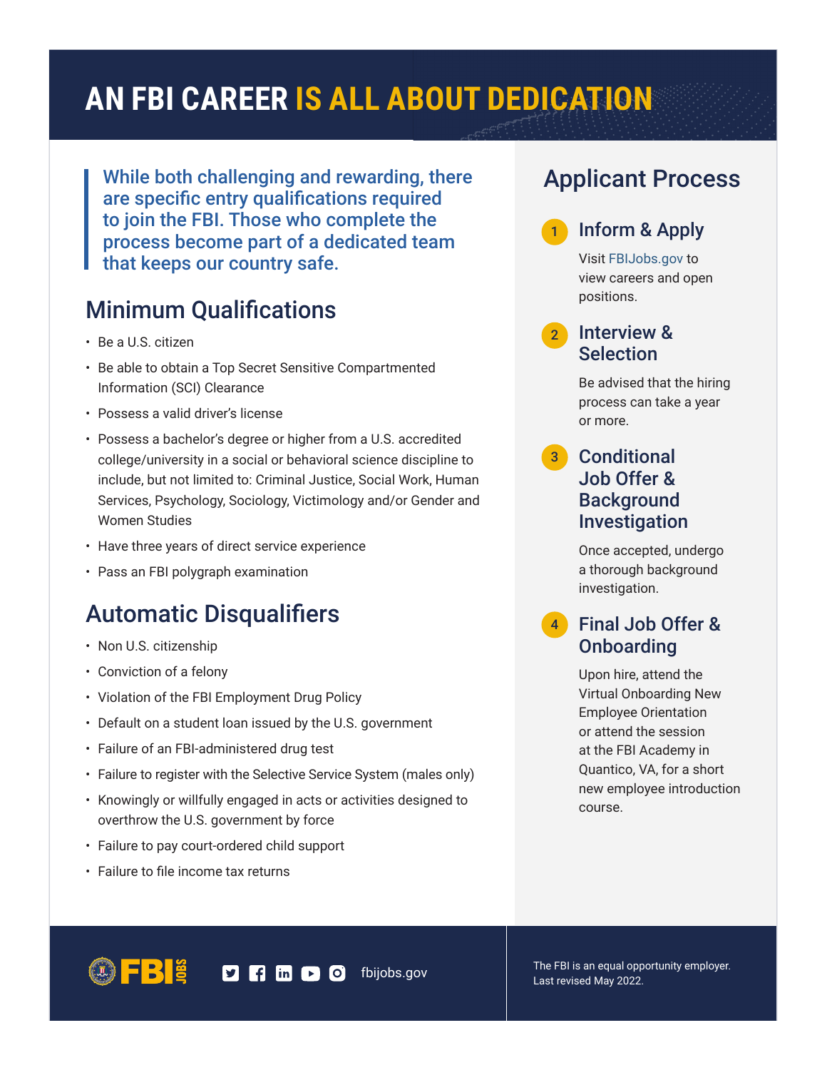# AN FBI CAREER IS ALL ABOUT DEDICATION

> While both challenging and rewarding, there are specific entry qualifications required to join the FBI. Those who complete the process become part of a dedicated team that keeps our country safe.

## Minimum Qualifications

- Be a U.S. citizen
- Be able to obtain a Top Secret Sensitive Compartmented Information (SCI) Clearance
- Possess a valid driver's license
- Possess a bachelor's degree or higher from a U.S. accredited college/university in a social or behavioral science discipline to include, but not limited to: Criminal Justice, Social Work, Human Services, Psychology, Sociology, Victimology and/or Gender and Women Studies
- Have three years of direct service experience
- Pass an FBI polygraph examination

## Automatic Disqualifiers

- Non U.S. citizenship
- Conviction of a felony
- Violation of the FBI Employment Drug Policy
- Default on a student loan issued by the U.S. government
- Failure of an FBI-administered drug test
- Failure to register with the Selective Service System (males only)
- Knowingly or willfully engaged in acts or activities designed to overthrow the U.S. government by force
- Failure to pay court-ordered child support
- Failure to file income tax returns

## Applicant Process

### 1 Inform & Apply

Visit FBIJobs.gov to view careers and open positions.

### 2 Interview & Selection

Be advised that the hiring process can take a year or more.

### 3 Conditional Job Offer & Background Investigation

Once accepted, undergo a thorough background investigation.

### 4 Final Job Offer & Onboarding

Upon hire, attend the Virtual Onboarding New Employee Orientation or attend the session at the FBI Academy in Quantico, VA, for a short new employee introduction course.

FBI JOBS fbijobs.gov

The FBI is an equal opportunity employer.
Last revised May 2022.